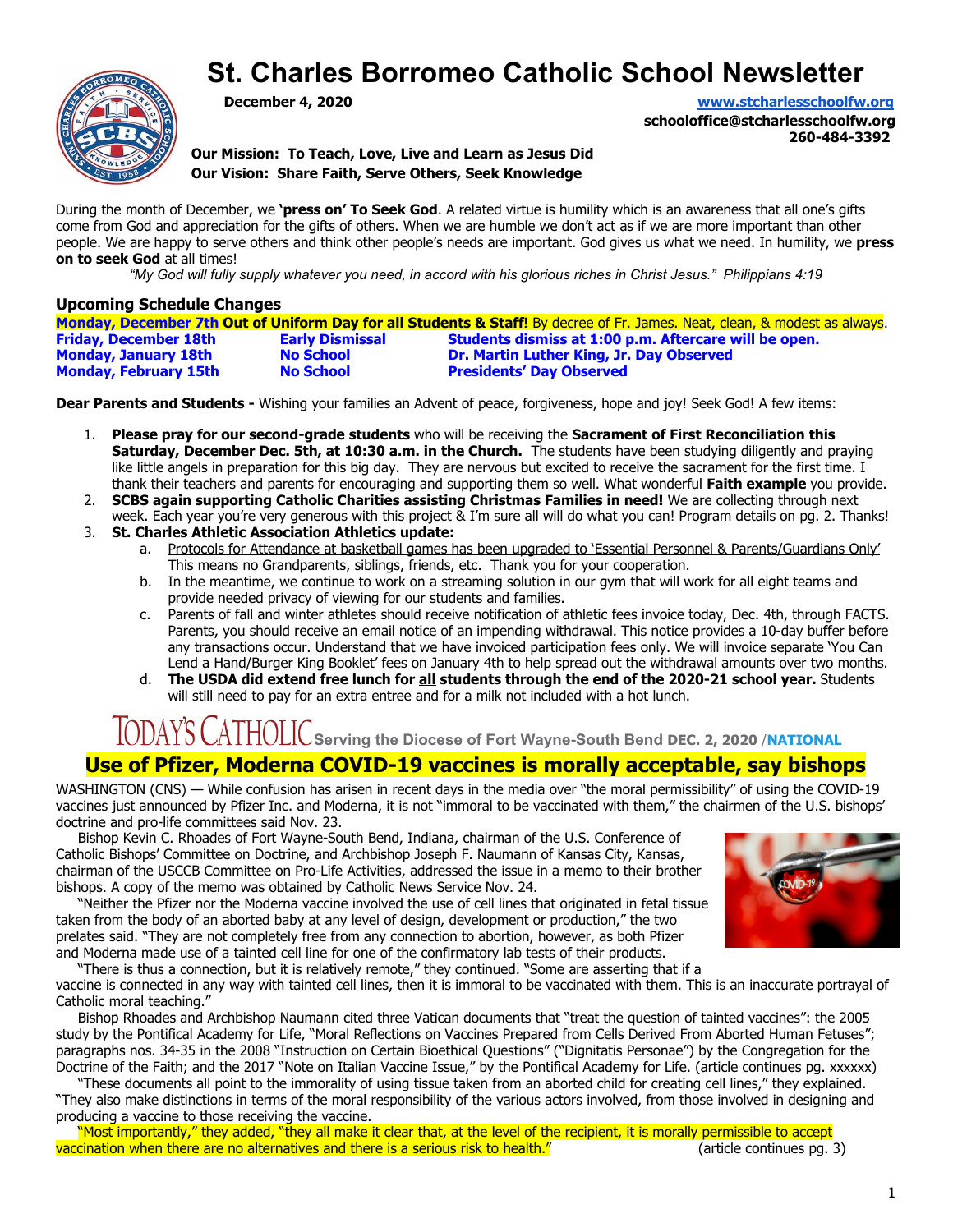# St. Charles Borromeo Catholic School Newsletter

**December 4, 2020**

www.stcharlesschoolfw.org
**schooloffice@stcharlesschoolfw.org**
**260-484-3392**

**Our Mission: To Teach, Love, Live and Learn as Jesus Did**
**Our Vision: Share Faith, Serve Others, Seek Knowledge**

During the month of December, we **'press on' To Seek God**. A related virtue is humility which is an awareness that all one's gifts come from God and appreciation for the gifts of others. When we are humble we don't act as if we are more important than other people. We are happy to serve others and think other people's needs are important. God gives us what we need. In humility, we **press on to seek God** at all times!

*"My God will fully supply whatever you need, in accord with his glorious riches in Christ Jesus." Philippians 4:19*

## Upcoming Schedule Changes

**Monday, December 7th Out of Uniform Day for all Students & Staff!** By decree of Fr. James. Neat, clean, & modest as always.

| | | |
|---|---|---|
| **Friday, December 18th** | **Early Dismissal** | **Students dismiss at 1:00 p.m. Aftercare will be open.** |
| **Monday, January 18th** | **No School** | **Dr. Martin Luther King, Jr. Day Observed** |
| **Monday, February 15th** | **No School** | **Presidents' Day Observed** |

**Dear Parents and Students -** Wishing your families an Advent of peace, forgiveness, hope and joy! Seek God! A few items:

1. **Please pray for our second-grade students** who will be receiving the **Sacrament of First Reconciliation this Saturday, December Dec. 5th, at 10:30 a.m. in the Church.** The students have been studying diligently and praying like little angels in preparation for this big day. They are nervous but excited to receive the sacrament for the first time. I thank their teachers and parents for encouraging and supporting them so well. What wonderful **Faith example** you provide.
2. **SCBS again supporting Catholic Charities assisting Christmas Families in need!** We are collecting through next week. Each year you're very generous with this project & I'm sure all will do what you can! Program details on pg. 2. Thanks!
3. **St. Charles Athletic Association Athletics update:**
   a. Protocols for Attendance at basketball games has been upgraded to 'Essential Personnel & Parents/Guardians Only' This means no Grandparents, siblings, friends, etc. Thank you for your cooperation.
   b. In the meantime, we continue to work on a streaming solution in our gym that will work for all eight teams and provide needed privacy of viewing for our students and families.
   c. Parents of fall and winter athletes should receive notification of athletic fees invoice today, Dec. 4th, through FACTS. Parents, you should receive an email notice of an impending withdrawal. This notice provides a 10-day buffer before any transactions occur. Understand that we have invoiced participation fees only. We will invoice separate 'You Can Lend a Hand/Burger King Booklet' fees on January 4th to help spread out the withdrawal amounts over two months.
   d. **The USDA did extend free lunch for all students through the end of the 2020-21 school year.** Students will still need to pay for an extra entree and for a milk not included with a hot lunch.

TODAY'S CATHOLIC Serving the Diocese of Fort Wayne-South Bend **DEC. 2, 2020** /**NATIONAL**

## Use of Pfizer, Moderna COVID-19 vaccines is morally acceptable, say bishops

WASHINGTON (CNS) — While confusion has arisen in recent days in the media over "the moral permissibility" of using the COVID-19 vaccines just announced by Pfizer Inc. and Moderna, it is not "immoral to be vaccinated with them," the chairmen of the U.S. bishops' doctrine and pro-life committees said Nov. 23.

Bishop Kevin C. Rhoades of Fort Wayne-South Bend, Indiana, chairman of the U.S. Conference of Catholic Bishops' Committee on Doctrine, and Archbishop Joseph F. Naumann of Kansas City, Kansas, chairman of the USCCB Committee on Pro-Life Activities, addressed the issue in a memo to their brother bishops. A copy of the memo was obtained by Catholic News Service Nov. 24.

"Neither the Pfizer nor the Moderna vaccine involved the use of cell lines that originated in fetal tissue taken from the body of an aborted baby at any level of design, development or production," the two prelates said. "They are not completely free from any connection to abortion, however, as both Pfizer and Moderna made use of a tainted cell line for one of the confirmatory lab tests of their products.

"There is thus a connection, but it is relatively remote," they continued. "Some are asserting that if a vaccine is connected in any way with tainted cell lines, then it is immoral to be vaccinated with them. This is an inaccurate portrayal of Catholic moral teaching."

Bishop Rhoades and Archbishop Naumann cited three Vatican documents that "treat the question of tainted vaccines": the 2005 study by the Pontifical Academy for Life, "Moral Reflections on Vaccines Prepared from Cells Derived From Aborted Human Fetuses"; paragraphs nos. 34-35 in the 2008 "Instruction on Certain Bioethical Questions" ("Dignitatis Personae") by the Congregation for the Doctrine of the Faith; and the 2017 "Note on Italian Vaccine Issue," by the Pontifical Academy for Life. (article continues pg. xxxxxx)

"These documents all point to the immorality of using tissue taken from an aborted child for creating cell lines," they explained. "They also make distinctions in terms of the moral responsibility of the various actors involved, from those involved in designing and producing a vaccine to those receiving the vaccine.

"Most importantly," they added, "they all make it clear that, at the level of the recipient, it is morally permissible to accept vaccination when there are no alternatives and there is a serious risk to health." (article continues pg. 3)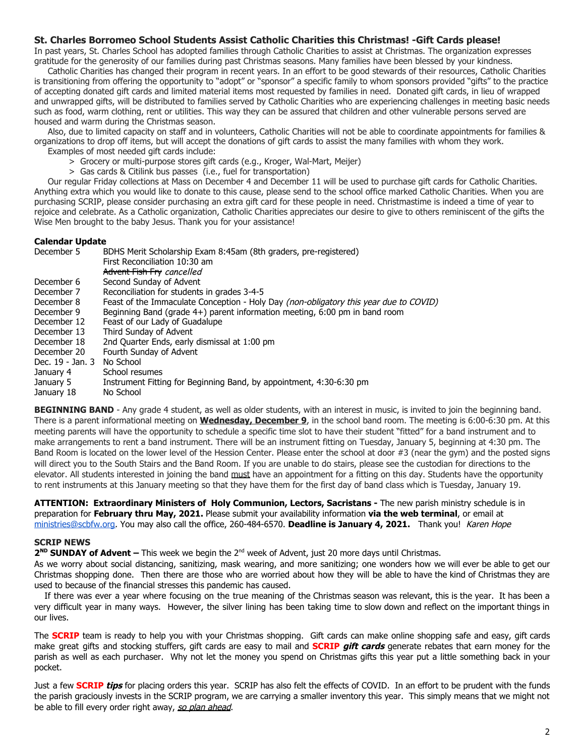### St. Charles Borromeo School Students Assist Catholic Charities this Christmas! -Gift Cards please!

In past years, St. Charles School has adopted families through Catholic Charities to assist at Christmas. The organization expresses gratitude for the generosity of our families during past Christmas seasons. Many families have been blessed by your kindness.

Catholic Charities has changed their program in recent years. In an effort to be good stewards of their resources, Catholic Charities is transitioning from offering the opportunity to "adopt" or "sponsor" a specific family to whom sponsors provided "gifts" to the practice of accepting donated gift cards and limited material items most requested by families in need. Donated gift cards, in lieu of wrapped and unwrapped gifts, will be distributed to families served by Catholic Charities who are experiencing challenges in meeting basic needs such as food, warm clothing, rent or utilities. This way they can be assured that children and other vulnerable persons served are housed and warm during the Christmas season.

Also, due to limited capacity on staff and in volunteers, Catholic Charities will not be able to coordinate appointments for families & organizations to drop off items, but will accept the donations of gift cards to assist the many families with whom they work.

Examples of most needed gift cards include:

> Grocery or multi-purpose stores gift cards (e.g., Kroger, Wal-Mart, Meijer)
> Gas cards & Citilink bus passes (i.e., fuel for transportation)

Our regular Friday collections at Mass on December 4 and December 11 will be used to purchase gift cards for Catholic Charities. Anything extra which you would like to donate to this cause, please send to the school office marked Catholic Charities. When you are purchasing SCRIP, please consider purchasing an extra gift card for these people in need. Christmastime is indeed a time of year to rejoice and celebrate. As a Catholic organization, Catholic Charities appreciates our desire to give to others reminiscent of the gifts the Wise Men brought to the baby Jesus. Thank you for your assistance!

**Calendar Update**

| | |
|---|---|
| December 5 | BDHS Merit Scholarship Exam 8:45am (8th graders, pre-registered) |
| | First Reconciliation 10:30 am |
| | ~~Advent Fish Fry~~ *cancelled* |
| December 6 | Second Sunday of Advent |
| December 7 | Reconciliation for students in grades 3-4-5 |
| December 8 | Feast of the Immaculate Conception - Holy Day *(non-obligatory this year due to COVID)* |
| December 9 | Beginning Band (grade 4+) parent information meeting, 6:00 pm in band room |
| December 12 | Feast of our Lady of Guadalupe |
| December 13 | Third Sunday of Advent |
| December 18 | 2nd Quarter Ends, early dismissal at 1:00 pm |
| December 20 | Fourth Sunday of Advent |
| Dec. 19 - Jan. 3 | No School |
| January 4 | School resumes |
| January 5 | Instrument Fitting for Beginning Band, by appointment, 4:30-6:30 pm |
| January 18 | No School |

**BEGINNING BAND** - Any grade 4 student, as well as older students, with an interest in music, is invited to join the beginning band. There is a parent informational meeting on **Wednesday, December 9**, in the school band room. The meeting is 6:00-6:30 pm. At this meeting parents will have the opportunity to schedule a specific time slot to have their student "fitted" for a band instrument and to make arrangements to rent a band instrument. There will be an instrument fitting on Tuesday, January 5, beginning at 4:30 pm. The Band Room is located on the lower level of the Hession Center. Please enter the school at door #3 (near the gym) and the posted signs will direct you to the South Stairs and the Band Room. If you are unable to do stairs, please see the custodian for directions to the elevator. All students interested in joining the band must have an appointment for a fitting on this day. Students have the opportunity to rent instruments at this January meeting so that they have them for the first day of band class which is Tuesday, January 19.

**ATTENTION: Extraordinary Ministers of Holy Communion, Lectors, Sacristans -** The new parish ministry schedule is in preparation for **February thru May, 2021.** Please submit your availability information **via the web terminal**, or email at ministries@scbfw.org. You may also call the office, 260-484-6570. **Deadline is January 4, 2021.** Thank you! *Karen Hope*

**SCRIP NEWS**

**2ND SUNDAY of Advent –** This week we begin the 2nd week of Advent, just 20 more days until Christmas.

As we worry about social distancing, sanitizing, mask wearing, and more sanitizing; one wonders how we will ever be able to get our Christmas shopping done. Then there are those who are worried about how they will be able to have the kind of Christmas they are used to because of the financial stresses this pandemic has caused.

If there was ever a year where focusing on the true meaning of the Christmas season was relevant, this is the year. It has been a very difficult year in many ways. However, the silver lining has been taking time to slow down and reflect on the important things in our lives.

The **SCRIP** team is ready to help you with your Christmas shopping. Gift cards can make online shopping safe and easy, gift cards make great gifts and stocking stuffers, gift cards are easy to mail and **SCRIP *gift cards*** generate rebates that earn money for the parish as well as each purchaser. Why not let the money you spend on Christmas gifts this year put a little something back in your pocket.

Just a few **SCRIP *tips*** for placing orders this year. SCRIP has also felt the effects of COVID. In an effort to be prudent with the funds the parish graciously invests in the SCRIP program, we are carrying a smaller inventory this year. This simply means that we might not be able to fill every order right away, *so plan ahead*.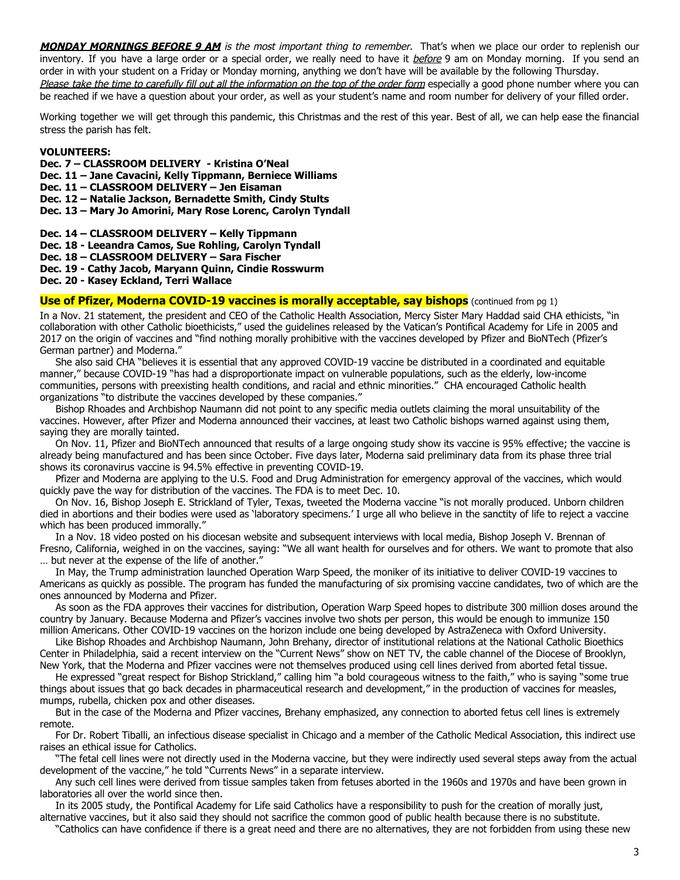***MONDAY MORNINGS BEFORE 9 AM*** *is the most important thing to remember.* That's when we place our order to replenish our inventory. If you have a large order or a special order, we really need to have it *before* 9 am on Monday morning. If you send an order in with your student on a Friday or Monday morning, anything we don't have will be available by the following Thursday.
*Please take the time to carefully fill out all the information on the top of the order form* especially a good phone number where you can be reached if we have a question about your order, as well as your student's name and room number for delivery of your filled order.

Working together we will get through this pandemic, this Christmas and the rest of this year. Best of all, we can help ease the financial stress the parish has felt.

**VOLUNTEERS:**
**Dec. 7 – CLASSROOM DELIVERY - Kristina O'Neal**
**Dec. 11 – Jane Cavacini, Kelly Tippmann, Berniece Williams**
**Dec. 11 – CLASSROOM DELIVERY – Jen Eisaman**
**Dec. 12 – Natalie Jackson, Bernadette Smith, Cindy Stults**
**Dec. 13 – Mary Jo Amorini, Mary Rose Lorenc, Carolyn Tyndall**

**Dec. 14 – CLASSROOM DELIVERY – Kelly Tippmann**
**Dec. 18 - Leeandra Camos, Sue Rohling, Carolyn Tyndall**
**Dec. 18 – CLASSROOM DELIVERY – Sara Fischer**
**Dec. 19 - Cathy Jacob, Maryann Quinn, Cindie Rosswurm**
**Dec. 20 - Kasey Eckland, Terri Wallace**

## Use of Pfizer, Moderna COVID-19 vaccines is morally acceptable, say bishops (continued from pg 1)

In a Nov. 21 statement, the president and CEO of the Catholic Health Association, Mercy Sister Mary Haddad said CHA ethicists, "in collaboration with other Catholic bioethicists," used the guidelines released by the Vatican's Pontifical Academy for Life in 2005 and 2017 on the origin of vaccines and "find nothing morally prohibitive with the vaccines developed by Pfizer and BioNTech (Pfizer's German partner) and Moderna."

She also said CHA "believes it is essential that any approved COVID-19 vaccine be distributed in a coordinated and equitable manner," because COVID-19 "has had a disproportionate impact on vulnerable populations, such as the elderly, low-income communities, persons with preexisting health conditions, and racial and ethnic minorities." CHA encouraged Catholic health organizations "to distribute the vaccines developed by these companies."

Bishop Rhoades and Archbishop Naumann did not point to any specific media outlets claiming the moral unsuitability of the vaccines. However, after Pfizer and Moderna announced their vaccines, at least two Catholic bishops warned against using them, saying they are morally tainted.

On Nov. 11, Pfizer and BioNTech announced that results of a large ongoing study show its vaccine is 95% effective; the vaccine is already being manufactured and has been since October. Five days later, Moderna said preliminary data from its phase three trial shows its coronavirus vaccine is 94.5% effective in preventing COVID-19.

Pfizer and Moderna are applying to the U.S. Food and Drug Administration for emergency approval of the vaccines, which would quickly pave the way for distribution of the vaccines. The FDA is to meet Dec. 10.

On Nov. 16, Bishop Joseph E. Strickland of Tyler, Texas, tweeted the Moderna vaccine "is not morally produced. Unborn children died in abortions and their bodies were used as 'laboratory specimens.' I urge all who believe in the sanctity of life to reject a vaccine which has been produced immorally."

In a Nov. 18 video posted on his diocesan website and subsequent interviews with local media, Bishop Joseph V. Brennan of Fresno, California, weighed in on the vaccines, saying: "We all want health for ourselves and for others. We want to promote that also … but never at the expense of the life of another."

In May, the Trump administration launched Operation Warp Speed, the moniker of its initiative to deliver COVID-19 vaccines to Americans as quickly as possible. The program has funded the manufacturing of six promising vaccine candidates, two of which are the ones announced by Moderna and Pfizer.

As soon as the FDA approves their vaccines for distribution, Operation Warp Speed hopes to distribute 300 million doses around the country by January. Because Moderna and Pfizer's vaccines involve two shots per person, this would be enough to immunize 150 million Americans. Other COVID-19 vaccines on the horizon include one being developed by AstraZeneca with Oxford University.

Like Bishop Rhoades and Archbishop Naumann, John Brehany, director of institutional relations at the National Catholic Bioethics Center in Philadelphia, said a recent interview on the "Current News" show on NET TV, the cable channel of the Diocese of Brooklyn, New York, that the Moderna and Pfizer vaccines were not themselves produced using cell lines derived from aborted fetal tissue.

He expressed "great respect for Bishop Strickland," calling him "a bold courageous witness to the faith," who is saying "some true things about issues that go back decades in pharmaceutical research and development," in the production of vaccines for measles, mumps, rubella, chicken pox and other diseases.

But in the case of the Moderna and Pfizer vaccines, Brehany emphasized, any connection to aborted fetus cell lines is extremely remote.

For Dr. Robert Tiballi, an infectious disease specialist in Chicago and a member of the Catholic Medical Association, this indirect use raises an ethical issue for Catholics.

"The fetal cell lines were not directly used in the Moderna vaccine, but they were indirectly used several steps away from the actual development of the vaccine," he told "Currents News" in a separate interview.

Any such cell lines were derived from tissue samples taken from fetuses aborted in the 1960s and 1970s and have been grown in laboratories all over the world since then.

In its 2005 study, the Pontifical Academy for Life said Catholics have a responsibility to push for the creation of morally just, alternative vaccines, but it also said they should not sacrifice the common good of public health because there is no substitute.

"Catholics can have confidence if there is a great need and there are no alternatives, they are not forbidden from using these new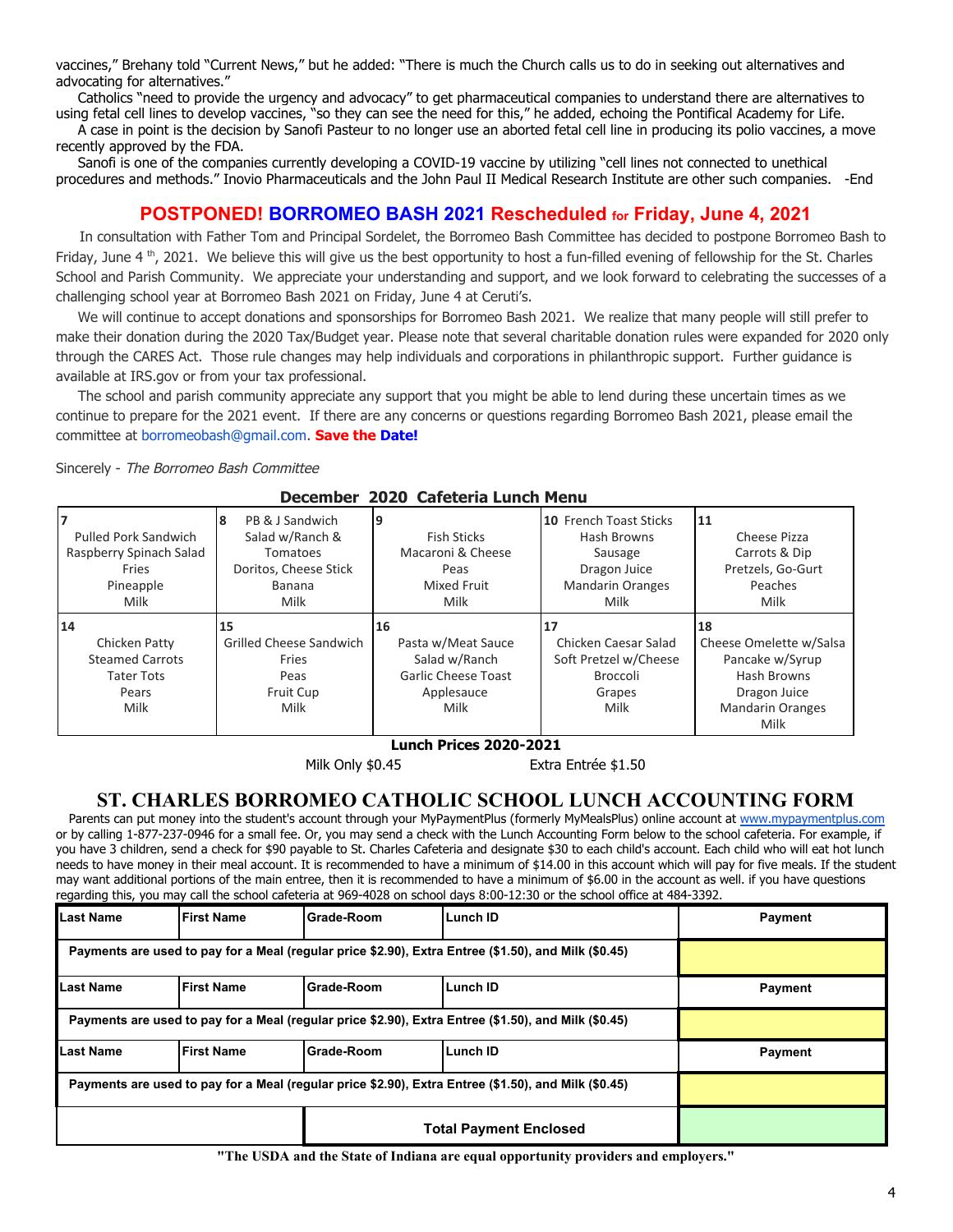vaccines," Brehany told "Current News," but he added: "There is much the Church calls us to do in seeking out alternatives and advocating for alternatives."

Catholics "need to provide the urgency and advocacy" to get pharmaceutical companies to understand there are alternatives to using fetal cell lines to develop vaccines, "so they can see the need for this," he added, echoing the Pontifical Academy for Life.

A case in point is the decision by Sanofi Pasteur to no longer use an aborted fetal cell line in producing its polio vaccines, a move recently approved by the FDA.

Sanofi is one of the companies currently developing a COVID-19 vaccine by utilizing "cell lines not connected to unethical procedures and methods." Inovio Pharmaceuticals and the John Paul II Medical Research Institute are other such companies. -End

## POSTPONED! BORROMEO BASH 2021 Rescheduled for Friday, June 4, 2021

In consultation with Father Tom and Principal Sordelet, the Borromeo Bash Committee has decided to postpone Borromeo Bash to Friday, June 4 th, 2021. We believe this will give us the best opportunity to host a fun-filled evening of fellowship for the St. Charles School and Parish Community. We appreciate your understanding and support, and we look forward to celebrating the successes of a challenging school year at Borromeo Bash 2021 on Friday, June 4 at Ceruti's.

We will continue to accept donations and sponsorships for Borromeo Bash 2021. We realize that many people will still prefer to make their donation during the 2020 Tax/Budget year. Please note that several charitable donation rules were expanded for 2020 only through the CARES Act. Those rule changes may help individuals and corporations in philanthropic support. Further guidance is available at IRS.gov or from your tax professional.

The school and parish community appreciate any support that you might be able to lend during these uncertain times as we continue to prepare for the 2021 event. If there are any concerns or questions regarding Borromeo Bash 2021, please email the committee at borromeobash@gmail.com. **Save the Date!**

Sincerely - *The Borromeo Bash Committee*

**December 2020 Cafeteria Lunch Menu**

| | | | | |
|---|---|---|---|---|
| **7**<br>Pulled Pork Sandwich<br>Raspberry Spinach Salad<br>Fries<br>Pineapple<br>Milk | **8** PB & J Sandwich<br>Salad w/Ranch &<br>Tomatoes<br>Doritos, Cheese Stick<br>Banana<br>Milk | **9**<br>Fish Sticks<br>Macaroni & Cheese<br>Peas<br>Mixed Fruit<br>Milk | **10** French Toast Sticks<br>Hash Browns<br>Sausage<br>Dragon Juice<br>Mandarin Oranges<br>Milk | **11**<br>Cheese Pizza<br>Carrots & Dip<br>Pretzels, Go-Gurt<br>Peaches<br>Milk |
| **14**<br>Chicken Patty<br>Steamed Carrots<br>Tater Tots<br>Pears<br>Milk | **15**<br>Grilled Cheese Sandwich<br>Fries<br>Peas<br>Fruit Cup<br>Milk | **16**<br>Pasta w/Meat Sauce<br>Salad w/Ranch<br>Garlic Cheese Toast<br>Applesauce<br>Milk | **17**<br>Chicken Caesar Salad<br>Soft Pretzel w/Cheese<br>Broccoli<br>Grapes<br>Milk | **18**<br>Cheese Omelette w/Salsa<br>Pancake w/Syrup<br>Hash Browns<br>Dragon Juice<br>Mandarin Oranges<br>Milk |

**Lunch Prices 2020-2021**

Milk Only $0.45 Extra Entrée $1.50

## ST. CHARLES BORROMEO CATHOLIC SCHOOL LUNCH ACCOUNTING FORM

Parents can put money into the student's account through your MyPaymentPlus (formerly MyMealsPlus) online account at www.mypaymentplus.com or by calling 1-877-237-0946 for a small fee. Or, you may send a check with the Lunch Accounting Form below to the school cafeteria. For example, if you have 3 children, send a check for $90 payable to St. Charles Cafeteria and designate $30 to each child's account. Each child who will eat hot lunch needs to have money in their meal account. It is recommended to have a minimum of $14.00 in this account which will pay for five meals. If the student may want additional portions of the main entree, then it is recommended to have a minimum of $6.00 in the account as well. if you have questions regarding this, you may call the school cafeteria at 969-4028 on school days 8:00-12:30 or the school office at 484-3392.

| Last Name | First Name | Grade-Room | Lunch ID | Payment |
|---|---|---|---|---|
| Payments are used to pay for a Meal (regular price $2.90), Extra Entree ($1.50), and Milk ($0.45) | | | | |
| **Last Name** | **First Name** | **Grade-Room** | **Lunch ID** | **Payment** |
| Payments are used to pay for a Meal (regular price $2.90), Extra Entree ($1.50), and Milk ($0.45) | | | | |
| **Last Name** | **First Name** | **Grade-Room** | **Lunch ID** | **Payment** |
| Payments are used to pay for a Meal (regular price $2.90), Extra Entree ($1.50), and Milk ($0.45) | | | | |
| | | **Total Payment Enclosed** | | |

**"The USDA and the State of Indiana are equal opportunity providers and employers."**